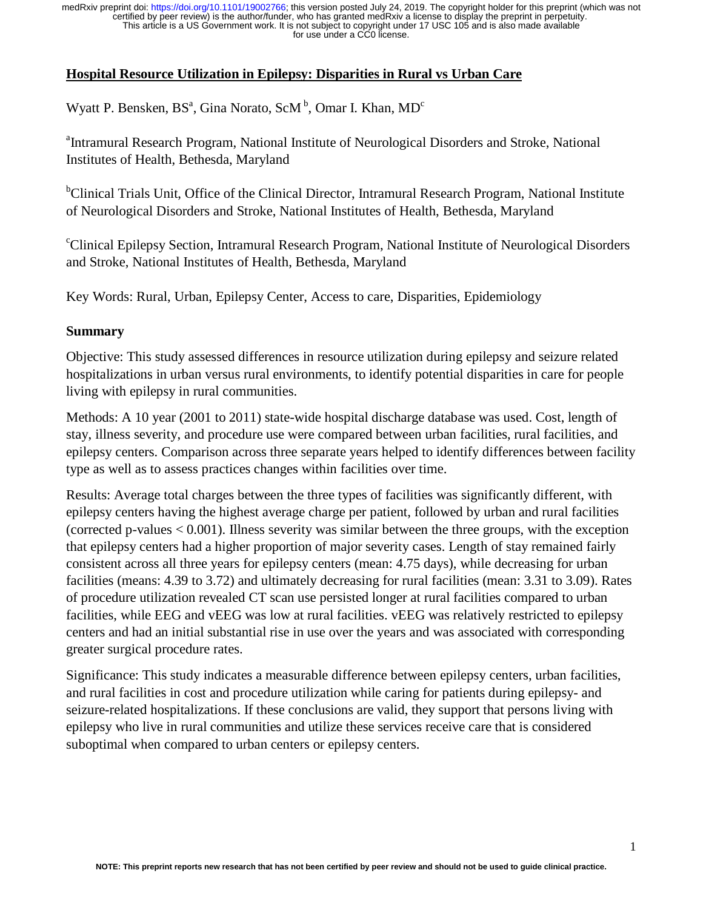# Hospital Resource Utilization in Epilepsy: Disparities in Rural vs Urban Care

Wyatt P. Bensken, BS[a], Gina Norato, ScM[b], Omar I. Khan, MD[c]

[a]Intramural Research Program, National Institute of Neurological Disorders and Stroke, National Institutes of Health, Bethesda, Maryland

[b]Clinical Trials Unit, Office of the Clinical Director, Intramural Research Program, National Institute of Neurological Disorders and Stroke, National Institutes of Health, Bethesda, Maryland

[c]Clinical Epilepsy Section, Intramural Research Program, National Institute of Neurological Disorders and Stroke, National Institutes of Health, Bethesda, Maryland

Key Words: Rural, Urban, Epilepsy Center, Access to care, Disparities, Epidemiology

## Summary

Objective: This study assessed differences in resource utilization during epilepsy and seizure related hospitalizations in urban versus rural environments, to identify potential disparities in care for people living with epilepsy in rural communities.

Methods: A 10 year (2001 to 2011) state-wide hospital discharge database was used. Cost, length of stay, illness severity, and procedure use were compared between urban facilities, rural facilities, and epilepsy centers. Comparison across three separate years helped to identify differences between facility type as well as to assess practices changes within facilities over time.

Results: Average total charges between the three types of facilities was significantly different, with epilepsy centers having the highest average charge per patient, followed by urban and rural facilities (corrected p-values $< 0.001$). Illness severity was similar between the three groups, with the exception that epilepsy centers had a higher proportion of major severity cases. Length of stay remained fairly consistent across all three years for epilepsy centers (mean: 4.75 days), while decreasing for urban facilities (means: 4.39 to 3.72) and ultimately decreasing for rural facilities (mean: 3.31 to 3.09). Rates of procedure utilization revealed CT scan use persisted longer at rural facilities compared to urban facilities, while EEG and vEEG was low at rural facilities. vEEG was relatively restricted to epilepsy centers and had an initial substantial rise in use over the years and was associated with corresponding greater surgical procedure rates.

Significance: This study indicates a measurable difference between epilepsy centers, urban facilities, and rural facilities in cost and procedure utilization while caring for patients during epilepsy- and seizure-related hospitalizations. If these conclusions are valid, they support that persons living with epilepsy who live in rural communities and utilize these services receive care that is considered suboptimal when compared to urban centers or epilepsy centers.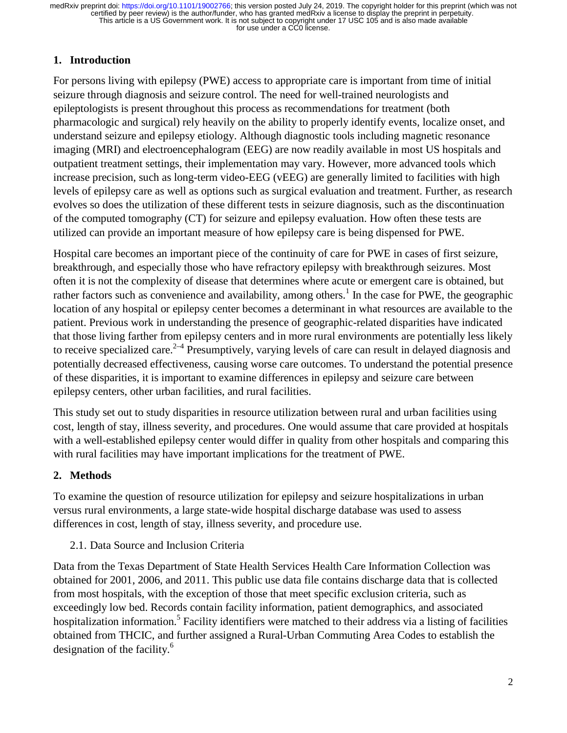## 1. Introduction

For persons living with epilepsy (PWE) access to appropriate care is important from time of initial seizure through diagnosis and seizure control. The need for well-trained neurologists and epileptologists is present throughout this process as recommendations for treatment (both pharmacologic and surgical) rely heavily on the ability to properly identify events, localize onset, and understand seizure and epilepsy etiology. Although diagnostic tools including magnetic resonance imaging (MRI) and electroencephalogram (EEG) are now readily available in most US hospitals and outpatient treatment settings, their implementation may vary. However, more advanced tools which increase precision, such as long-term video-EEG (vEEG) are generally limited to facilities with high levels of epilepsy care as well as options such as surgical evaluation and treatment. Further, as research evolves so does the utilization of these different tests in seizure diagnosis, such as the discontinuation of the computed tomography (CT) for seizure and epilepsy evaluation. How often these tests are utilized can provide an important measure of how epilepsy care is being dispensed for PWE.

Hospital care becomes an important piece of the continuity of care for PWE in cases of first seizure, breakthrough, and especially those who have refractory epilepsy with breakthrough seizures. Most often it is not the complexity of disease that determines where acute or emergent care is obtained, but rather factors such as convenience and availability, among others.[1] In the case for PWE, the geographic location of any hospital or epilepsy center becomes a determinant in what resources are available to the patient. Previous work in understanding the presence of geographic-related disparities have indicated that those living farther from epilepsy centers and in more rural environments are potentially less likely to receive specialized care.[2–4] Presumptively, varying levels of care can result in delayed diagnosis and potentially decreased effectiveness, causing worse care outcomes. To understand the potential presence of these disparities, it is important to examine differences in epilepsy and seizure care between epilepsy centers, other urban facilities, and rural facilities.

This study set out to study disparities in resource utilization between rural and urban facilities using cost, length of stay, illness severity, and procedures. One would assume that care provided at hospitals with a well-established epilepsy center would differ in quality from other hospitals and comparing this with rural facilities may have important implications for the treatment of PWE.

## 2. Methods

To examine the question of resource utilization for epilepsy and seizure hospitalizations in urban versus rural environments, a large state-wide hospital discharge database was used to assess differences in cost, length of stay, illness severity, and procedure use.

### 2.1. Data Source and Inclusion Criteria

Data from the Texas Department of State Health Services Health Care Information Collection was obtained for 2001, 2006, and 2011. This public use data file contains discharge data that is collected from most hospitals, with the exception of those that meet specific exclusion criteria, such as exceedingly low bed. Records contain facility information, patient demographics, and associated hospitalization information.[5] Facility identifiers were matched to their address via a listing of facilities obtained from THCIC, and further assigned a Rural-Urban Commuting Area Codes to establish the designation of the facility.[6]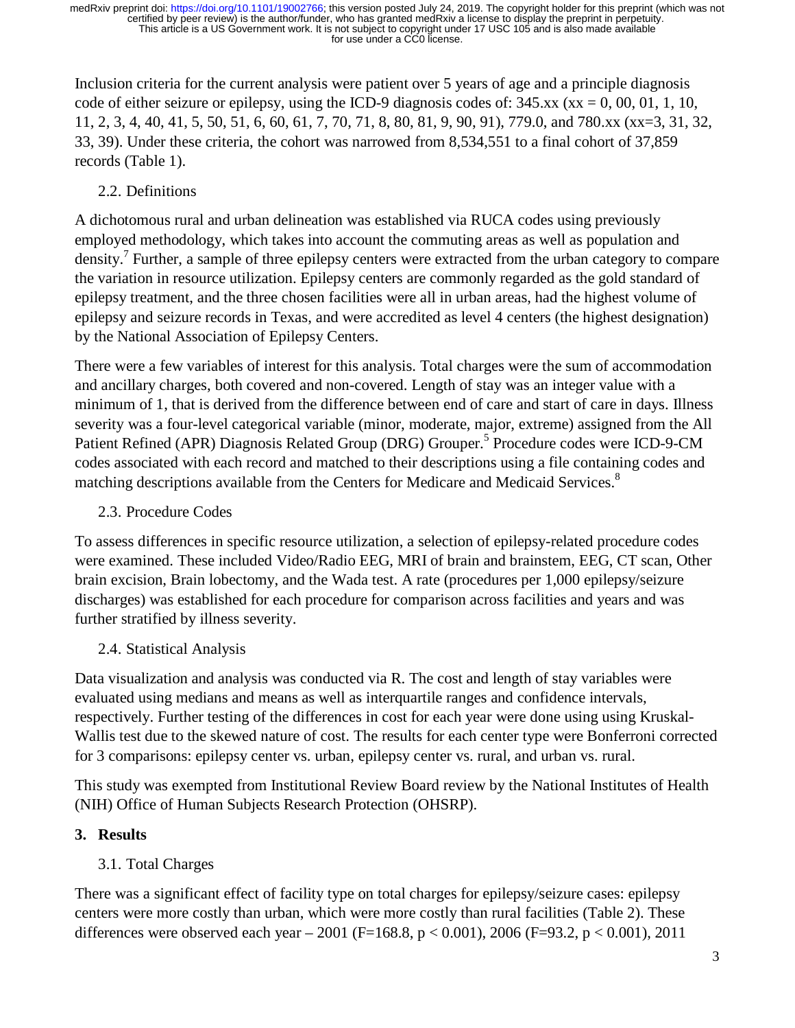Inclusion criteria for the current analysis were patient over 5 years of age and a principle diagnosis code of either seizure or epilepsy, using the ICD-9 diagnosis codes of: 345.xx (xx = 0, 00, 01, 1, 10, 11, 2, 3, 4, 40, 41, 5, 50, 51, 6, 60, 61, 7, 70, 71, 8, 80, 81, 9, 90, 91), 779.0, and 780.xx (xx=3, 31, 32, 33, 39). Under these criteria, the cohort was narrowed from 8,534,551 to a final cohort of 37,859 records (Table 1).

## 2.2. Definitions

A dichotomous rural and urban delineation was established via RUCA codes using previously employed methodology, which takes into account the commuting areas as well as population and density.[7] Further, a sample of three epilepsy centers were extracted from the urban category to compare the variation in resource utilization. Epilepsy centers are commonly regarded as the gold standard of epilepsy treatment, and the three chosen facilities were all in urban areas, had the highest volume of epilepsy and seizure records in Texas, and were accredited as level 4 centers (the highest designation) by the National Association of Epilepsy Centers.

There were a few variables of interest for this analysis. Total charges were the sum of accommodation and ancillary charges, both covered and non-covered. Length of stay was an integer value with a minimum of 1, that is derived from the difference between end of care and start of care in days. Illness severity was a four-level categorical variable (minor, moderate, major, extreme) assigned from the All Patient Refined (APR) Diagnosis Related Group (DRG) Grouper.[5] Procedure codes were ICD-9-CM codes associated with each record and matched to their descriptions using a file containing codes and matching descriptions available from the Centers for Medicare and Medicaid Services.[8]

## 2.3. Procedure Codes

To assess differences in specific resource utilization, a selection of epilepsy-related procedure codes were examined. These included Video/Radio EEG, MRI of brain and brainstem, EEG, CT scan, Other brain excision, Brain lobectomy, and the Wada test. A rate (procedures per 1,000 epilepsy/seizure discharges) was established for each procedure for comparison across facilities and years and was further stratified by illness severity.

## 2.4. Statistical Analysis

Data visualization and analysis was conducted via R. The cost and length of stay variables were evaluated using medians and means as well as interquartile ranges and confidence intervals, respectively. Further testing of the differences in cost for each year were done using using Kruskal-Wallis test due to the skewed nature of cost. The results for each center type were Bonferroni corrected for 3 comparisons: epilepsy center vs. urban, epilepsy center vs. rural, and urban vs. rural.

This study was exempted from Institutional Review Board review by the National Institutes of Health (NIH) Office of Human Subjects Research Protection (OHSRP).

# 3. Results

## 3.1. Total Charges

There was a significant effect of facility type on total charges for epilepsy/seizure cases: epilepsy centers were more costly than urban, which were more costly than rural facilities (Table 2). These differences were observed each year – 2001 ($F=168.8$, $p < 0.001$), 2006 ($F=93.2$, $p < 0.001$), 2011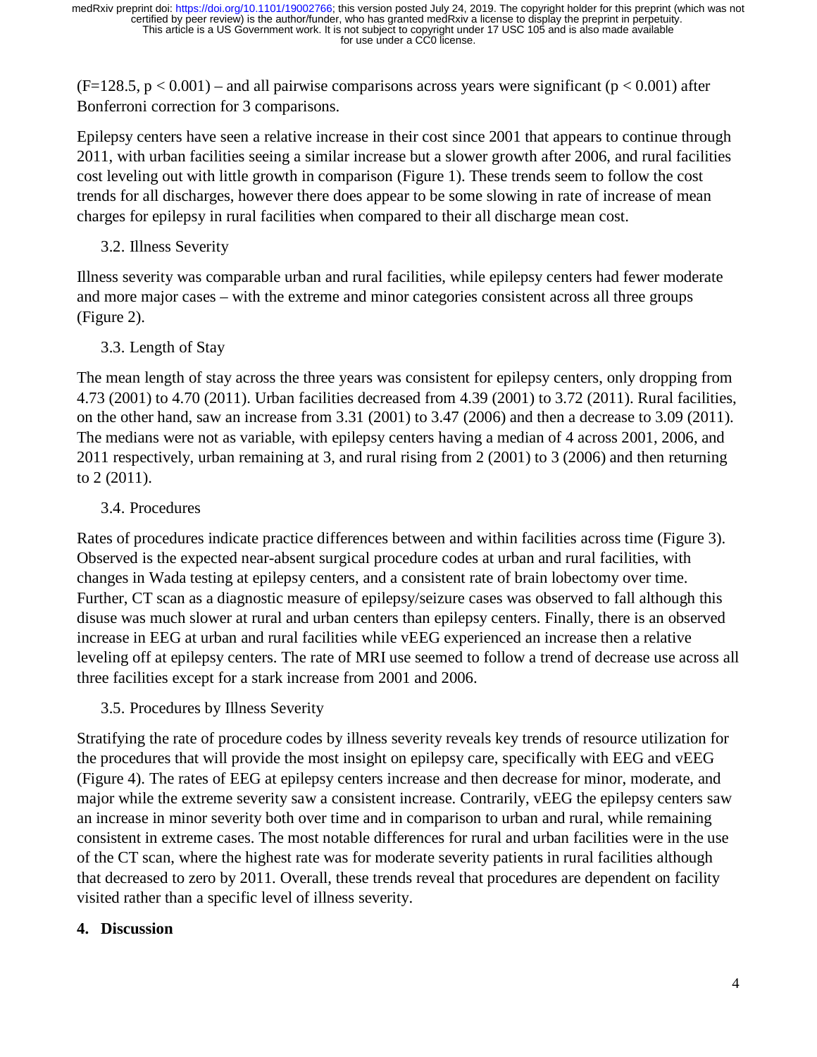($F=128.5$, $p < 0.001$) – and all pairwise comparisons across years were significant ($p < 0.001$) after Bonferroni correction for 3 comparisons.

Epilepsy centers have seen a relative increase in their cost since 2001 that appears to continue through 2011, with urban facilities seeing a similar increase but a slower growth after 2006, and rural facilities cost leveling out with little growth in comparison (Figure 1). These trends seem to follow the cost trends for all discharges, however there does appear to be some slowing in rate of increase of mean charges for epilepsy in rural facilities when compared to their all discharge mean cost.

### 3.2. Illness Severity

Illness severity was comparable urban and rural facilities, while epilepsy centers had fewer moderate and more major cases – with the extreme and minor categories consistent across all three groups (Figure 2).

### 3.3. Length of Stay

The mean length of stay across the three years was consistent for epilepsy centers, only dropping from 4.73 (2001) to 4.70 (2011). Urban facilities decreased from 4.39 (2001) to 3.72 (2011). Rural facilities, on the other hand, saw an increase from 3.31 (2001) to 3.47 (2006) and then a decrease to 3.09 (2011). The medians were not as variable, with epilepsy centers having a median of 4 across 2001, 2006, and 2011 respectively, urban remaining at 3, and rural rising from 2 (2001) to 3 (2006) and then returning to 2 (2011).

### 3.4. Procedures

Rates of procedures indicate practice differences between and within facilities across time (Figure 3). Observed is the expected near-absent surgical procedure codes at urban and rural facilities, with changes in Wada testing at epilepsy centers, and a consistent rate of brain lobectomy over time. Further, CT scan as a diagnostic measure of epilepsy/seizure cases was observed to fall although this disuse was much slower at rural and urban centers than epilepsy centers. Finally, there is an observed increase in EEG at urban and rural facilities while vEEG experienced an increase then a relative leveling off at epilepsy centers. The rate of MRI use seemed to follow a trend of decrease use across all three facilities except for a stark increase from 2001 and 2006.

### 3.5. Procedures by Illness Severity

Stratifying the rate of procedure codes by illness severity reveals key trends of resource utilization for the procedures that will provide the most insight on epilepsy care, specifically with EEG and vEEG (Figure 4). The rates of EEG at epilepsy centers increase and then decrease for minor, moderate, and major while the extreme severity saw a consistent increase. Contrarily, vEEG the epilepsy centers saw an increase in minor severity both over time and in comparison to urban and rural, while remaining consistent in extreme cases. The most notable differences for rural and urban facilities were in the use of the CT scan, where the highest rate was for moderate severity patients in rural facilities although that decreased to zero by 2011. Overall, these trends reveal that procedures are dependent on facility visited rather than a specific level of illness severity.

## 4. Discussion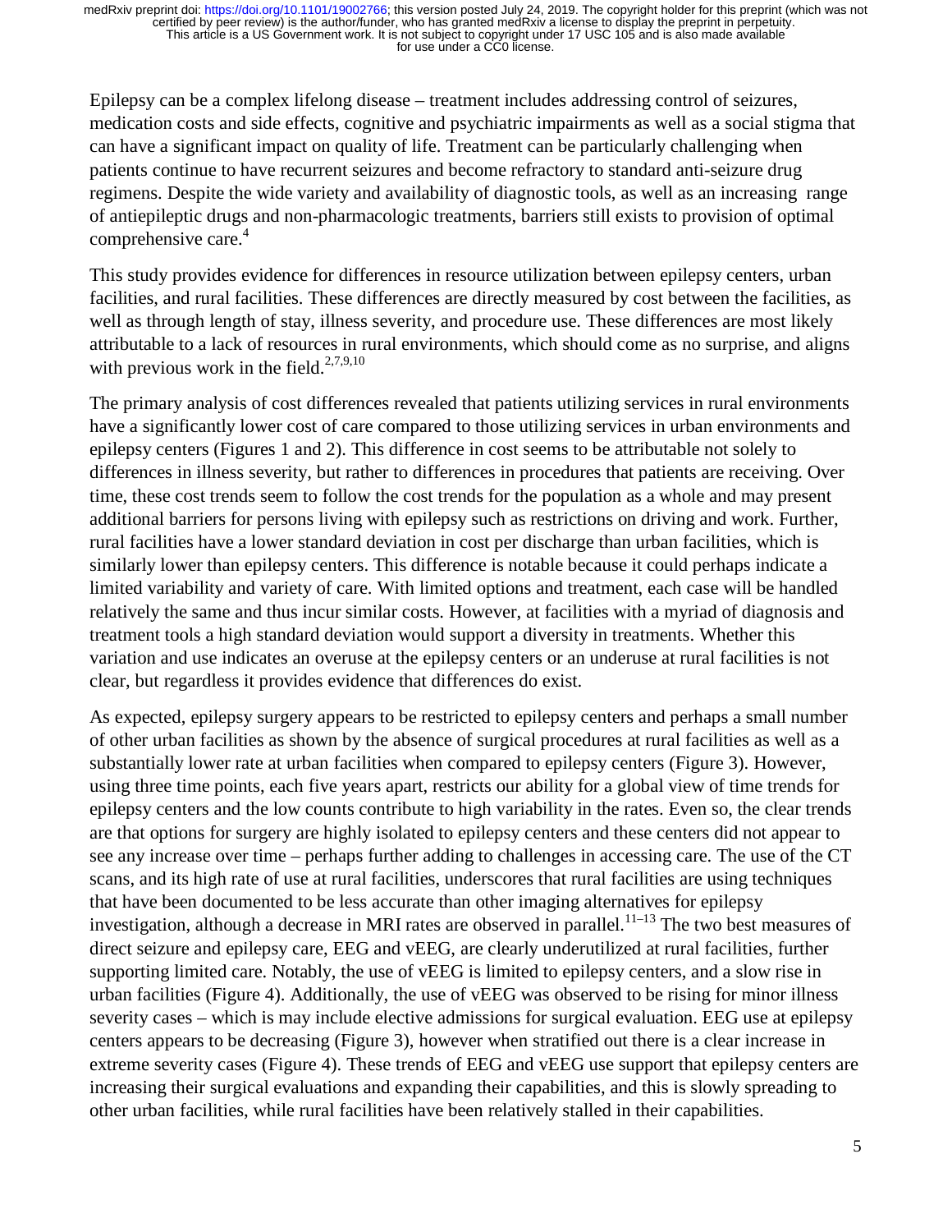Epilepsy can be a complex lifelong disease – treatment includes addressing control of seizures, medication costs and side effects, cognitive and psychiatric impairments as well as a social stigma that can have a significant impact on quality of life. Treatment can be particularly challenging when patients continue to have recurrent seizures and become refractory to standard anti-seizure drug regimens. Despite the wide variety and availability of diagnostic tools, as well as an increasing range of antiepileptic drugs and non-pharmacologic treatments, barriers still exists to provision of optimal comprehensive care.[4]

This study provides evidence for differences in resource utilization between epilepsy centers, urban facilities, and rural facilities. These differences are directly measured by cost between the facilities, as well as through length of stay, illness severity, and procedure use. These differences are most likely attributable to a lack of resources in rural environments, which should come as no surprise, and aligns with previous work in the field.[2,7,9,10]

The primary analysis of cost differences revealed that patients utilizing services in rural environments have a significantly lower cost of care compared to those utilizing services in urban environments and epilepsy centers (Figures 1 and 2). This difference in cost seems to be attributable not solely to differences in illness severity, but rather to differences in procedures that patients are receiving. Over time, these cost trends seem to follow the cost trends for the population as a whole and may present additional barriers for persons living with epilepsy such as restrictions on driving and work. Further, rural facilities have a lower standard deviation in cost per discharge than urban facilities, which is similarly lower than epilepsy centers. This difference is notable because it could perhaps indicate a limited variability and variety of care. With limited options and treatment, each case will be handled relatively the same and thus incur similar costs. However, at facilities with a myriad of diagnosis and treatment tools a high standard deviation would support a diversity in treatments. Whether this variation and use indicates an overuse at the epilepsy centers or an underuse at rural facilities is not clear, but regardless it provides evidence that differences do exist.

As expected, epilepsy surgery appears to be restricted to epilepsy centers and perhaps a small number of other urban facilities as shown by the absence of surgical procedures at rural facilities as well as a substantially lower rate at urban facilities when compared to epilepsy centers (Figure 3). However, using three time points, each five years apart, restricts our ability for a global view of time trends for epilepsy centers and the low counts contribute to high variability in the rates. Even so, the clear trends are that options for surgery are highly isolated to epilepsy centers and these centers did not appear to see any increase over time – perhaps further adding to challenges in accessing care. The use of the CT scans, and its high rate of use at rural facilities, underscores that rural facilities are using techniques that have been documented to be less accurate than other imaging alternatives for epilepsy investigation, although a decrease in MRI rates are observed in parallel.[11–13] The two best measures of direct seizure and epilepsy care, EEG and vEEG, are clearly underutilized at rural facilities, further supporting limited care. Notably, the use of vEEG is limited to epilepsy centers, and a slow rise in urban facilities (Figure 4). Additionally, the use of vEEG was observed to be rising for minor illness severity cases – which is may include elective admissions for surgical evaluation. EEG use at epilepsy centers appears to be decreasing (Figure 3), however when stratified out there is a clear increase in extreme severity cases (Figure 4). These trends of EEG and vEEG use support that epilepsy centers are increasing their surgical evaluations and expanding their capabilities, and this is slowly spreading to other urban facilities, while rural facilities have been relatively stalled in their capabilities.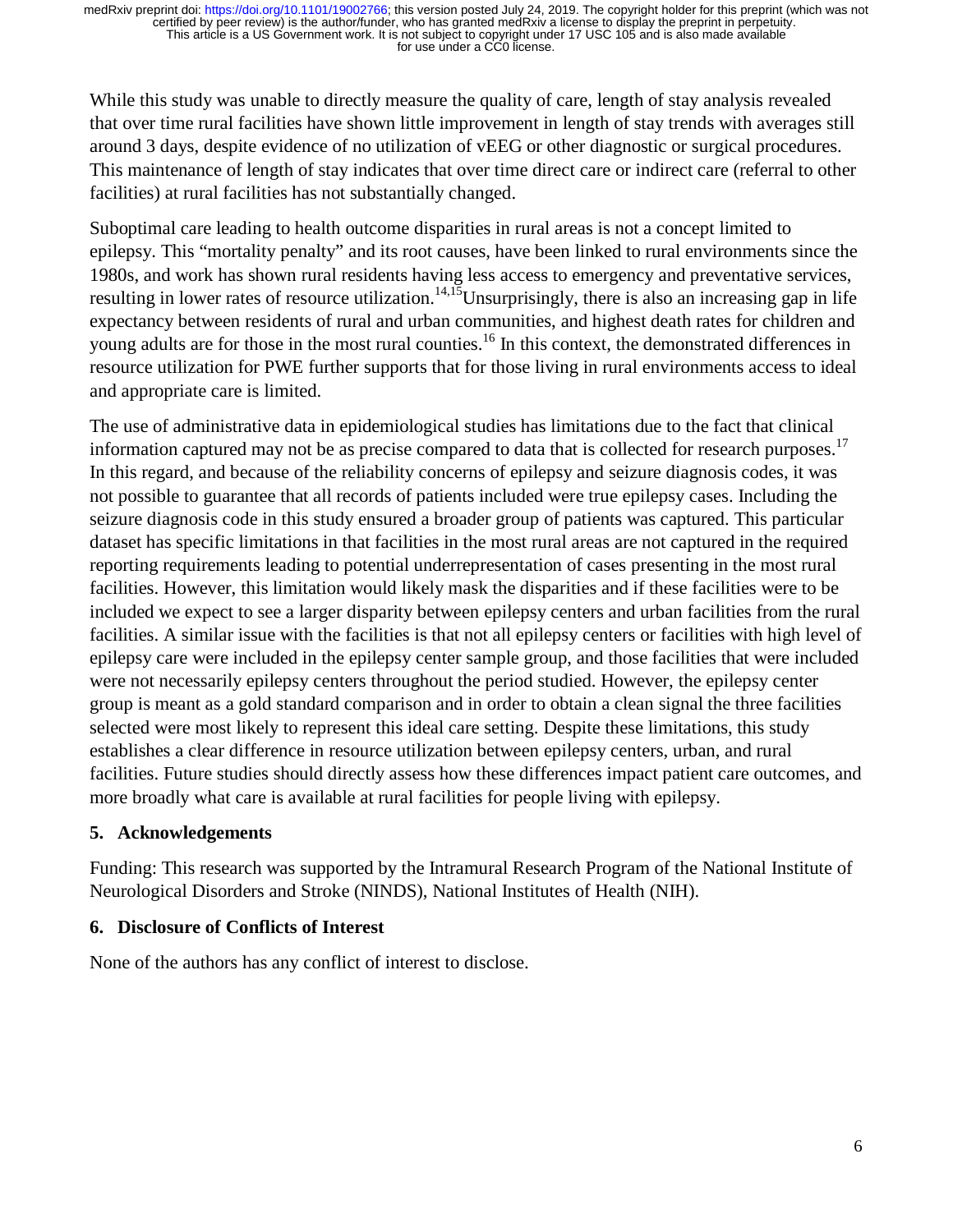While this study was unable to directly measure the quality of care, length of stay analysis revealed that over time rural facilities have shown little improvement in length of stay trends with averages still around 3 days, despite evidence of no utilization of vEEG or other diagnostic or surgical procedures. This maintenance of length of stay indicates that over time direct care or indirect care (referral to other facilities) at rural facilities has not substantially changed.

Suboptimal care leading to health outcome disparities in rural areas is not a concept limited to epilepsy. This "mortality penalty" and its root causes, have been linked to rural environments since the 1980s, and work has shown rural residents having less access to emergency and preventative services, resulting in lower rates of resource utilization.[14,15] Unsurprisingly, there is also an increasing gap in life expectancy between residents of rural and urban communities, and highest death rates for children and young adults are for those in the most rural counties.[16] In this context, the demonstrated differences in resource utilization for PWE further supports that for those living in rural environments access to ideal and appropriate care is limited.

The use of administrative data in epidemiological studies has limitations due to the fact that clinical information captured may not be as precise compared to data that is collected for research purposes.[17] In this regard, and because of the reliability concerns of epilepsy and seizure diagnosis codes, it was not possible to guarantee that all records of patients included were true epilepsy cases. Including the seizure diagnosis code in this study ensured a broader group of patients was captured. This particular dataset has specific limitations in that facilities in the most rural areas are not captured in the required reporting requirements leading to potential underrepresentation of cases presenting in the most rural facilities. However, this limitation would likely mask the disparities and if these facilities were to be included we expect to see a larger disparity between epilepsy centers and urban facilities from the rural facilities. A similar issue with the facilities is that not all epilepsy centers or facilities with high level of epilepsy care were included in the epilepsy center sample group, and those facilities that were included were not necessarily epilepsy centers throughout the period studied. However, the epilepsy center group is meant as a gold standard comparison and in order to obtain a clean signal the three facilities selected were most likely to represent this ideal care setting. Despite these limitations, this study establishes a clear difference in resource utilization between epilepsy centers, urban, and rural facilities. Future studies should directly assess how these differences impact patient care outcomes, and more broadly what care is available at rural facilities for people living with epilepsy.

## 5. Acknowledgements

Funding: This research was supported by the Intramural Research Program of the National Institute of Neurological Disorders and Stroke (NINDS), National Institutes of Health (NIH).

## 6. Disclosure of Conflicts of Interest

None of the authors has any conflict of interest to disclose.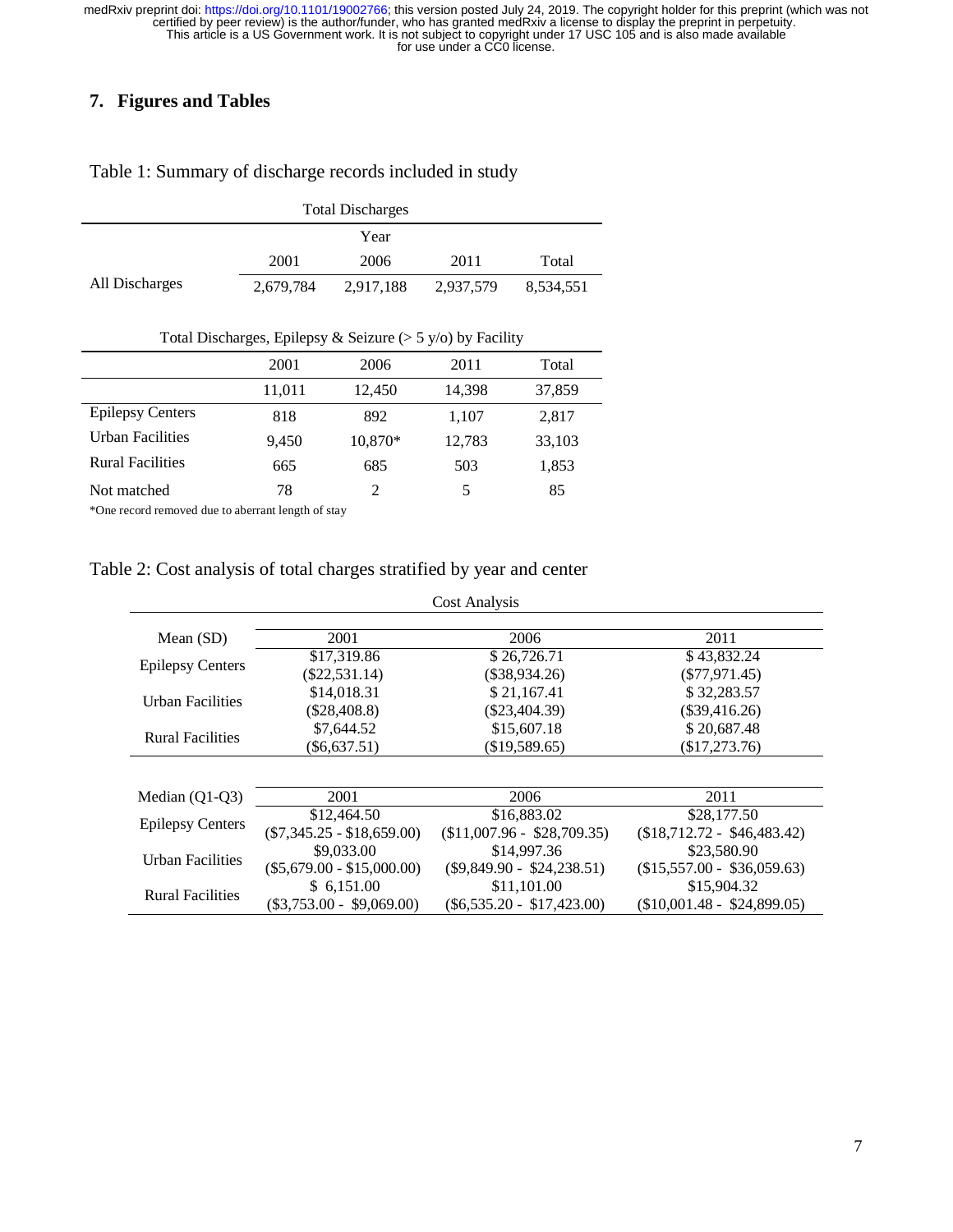## 7. Figures and Tables

Table 1: Summary of discharge records included in study

| Total Discharges | | | | |
|---|---|---|---|---|
| | Year | | | |
| | 2001 | 2006 | 2011 | Total |
| All Discharges | 2,679,784 | 2,917,188 | 2,937,579 | 8,534,551 |

| Total Discharges, Epilepsy & Seizure (> 5 y/o) by Facility | | | | |
|---|---|---|---|---|
| | 2001 | 2006 | 2011 | Total |
| | 11,011 | 12,450 | 14,398 | 37,859 |
| Epilepsy Centers | 818 | 892 | 1,107 | 2,817 |
| Urban Facilities | 9,450 | 10,870* | 12,783 | 33,103 |
| Rural Facilities | 665 | 685 | 503 | 1,853 |
| Not matched | 78 | 2 | 5 | 85 |

*One record removed due to aberrant length of stay

Table 2: Cost analysis of total charges stratified by year and center

| Mean (SD) | 2001 | 2006 | 2011 |
|---|---|---|---|
| Epilepsy Centers | $17,319.86 ($22,531.14) | $ 26,726.71 ($38,934.26) | $ 43,832.24 ($77,971.45) |
| Urban Facilities | $14,018.31 ($28,408.8) | $ 21,167.41 ($23,404.39) | $ 32,283.57 ($39,416.26) |
| Rural Facilities | $7,644.52 ($6,637.51) | $15,607.18 ($19,589.65) | $ 20,687.48 ($17,273.76) |

| Median (Q1-Q3) | 2001 | 2006 | 2011 |
|---|---|---|---|
| Epilepsy Centers | $12,464.50 ($7,345.25 - $18,659.00) | $16,883.02 ($11,007.96 - $28,709.35) | $28,177.50 ($18,712.72 - $46,483.42) |
| Urban Facilities | $9,033.00 ($5,679.00 - $15,000.00) | $14,997.36 ($9,849.90 - $24,238.51) | $23,580.90 ($15,557.00 - $36,059.63) |
| Rural Facilities | $ 6,151.00 ($3,753.00 - $9,069.00) | $11,101.00 ($6,535.20 - $17,423.00) | $15,904.32 ($10,001.48 - $24,899.05) |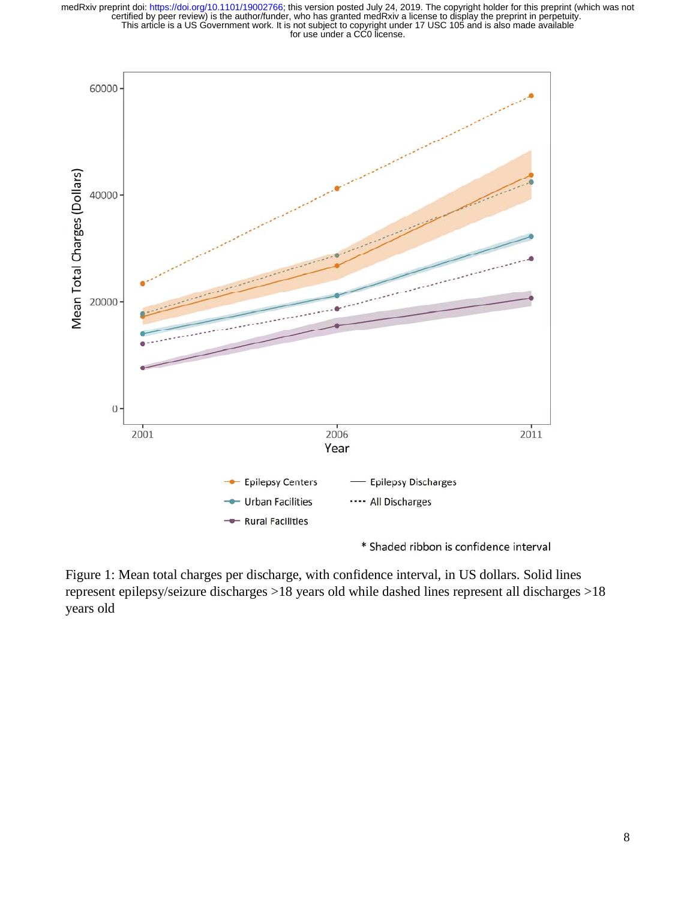Mean Total Charges (Dollars)

60000

40000

20000

0

2001

2006

2011

Year

Epilepsy Centers

Urban Facilities

Rural Facilities

Epilepsy Discharges

All Discharges

* Shaded ribbon is confidence interval

Figure 1: Mean total charges per discharge, with confidence interval, in US dollars. Solid lines represent epilepsy/seizure discharges >18 years old while dashed lines represent all discharges >18 years old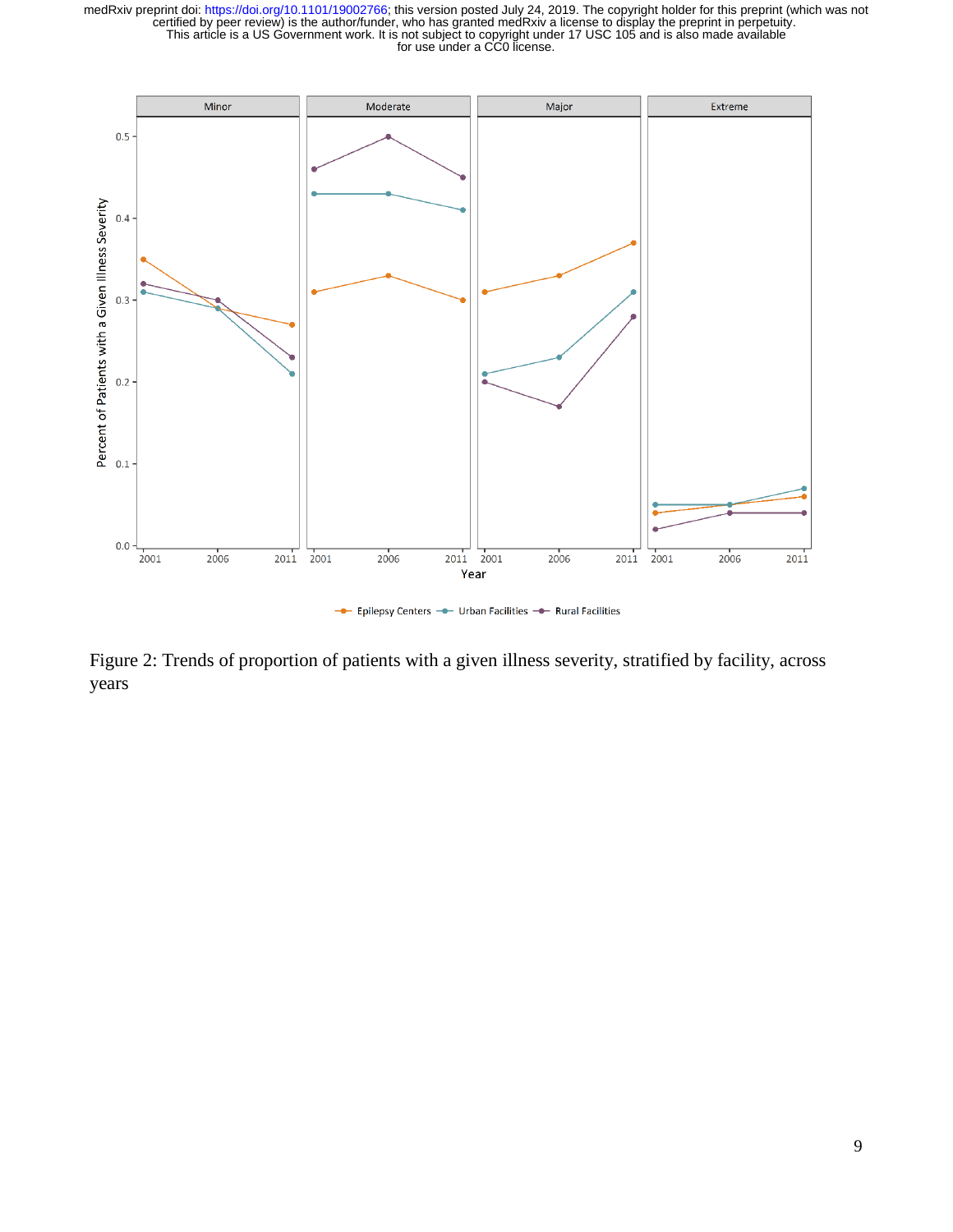Minor
Moderate
Major
Extreme

Percent of Patients with a Given Illness Severity

0.0
0.1
0.2
0.3
0.4
0.5

2001 2006 2011 2001 2006 2011 2001 2006 2011 2001 2006 2011

Year

Epilepsy Centers
Urban Facilities
Rural Facilities

Figure 2: Trends of proportion of patients with a given illness severity, stratified by facility, across years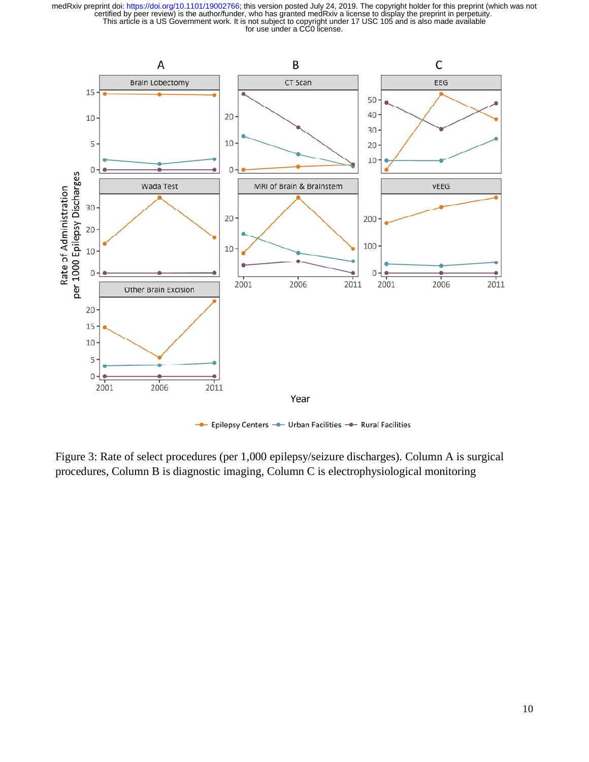A

B

C

Brain Lobectomy

CT Scan

EEG

Wada Test

MRI of Brain & Brainstem

vEEG

Other Brain Excision

Rate of Administration per 1000 Epilepsy Discharges

Year

2001 2006 2011

Epilepsy Centers — Urban Facilities — Rural Facilities

Figure 3: Rate of select procedures (per 1,000 epilepsy/seizure discharges). Column A is surgical procedures, Column B is diagnostic imaging, Column C is electrophysiological monitoring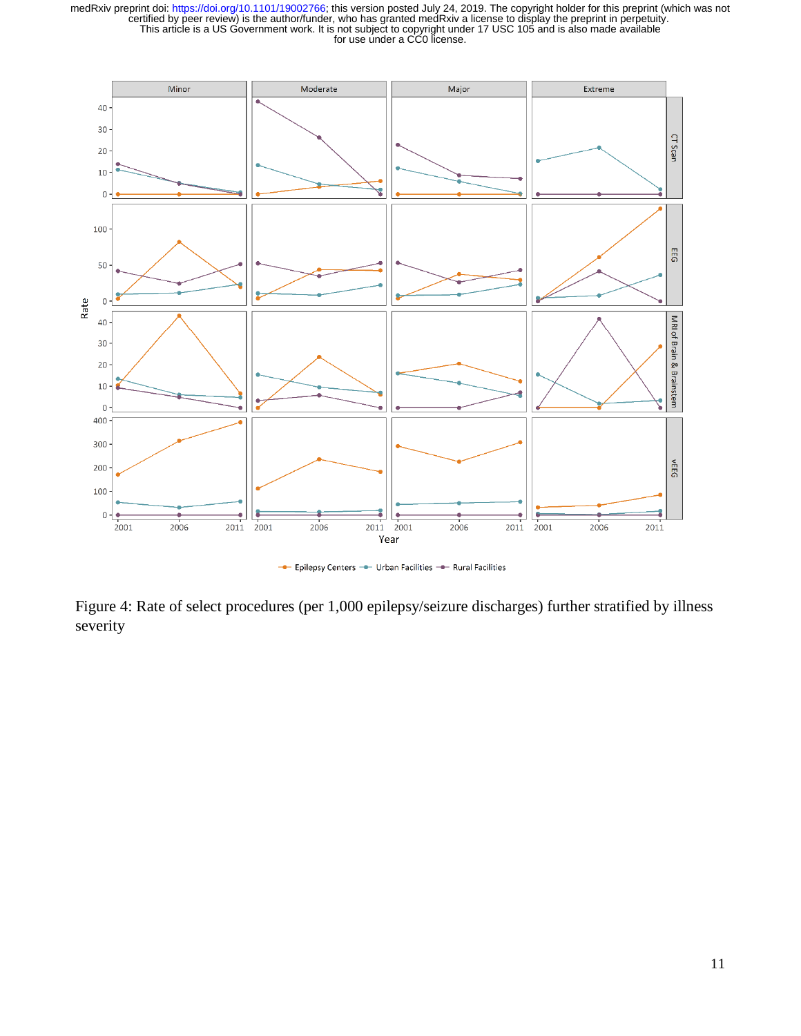Minor

Moderate

Major

Extreme

CT Scan

EEG

MRI of Brain & Brainstem

vEEG

Rate

Year

2001 2006 2011

Epilepsy Centers

Urban Facilities

Rural Facilities

Figure 4: Rate of select procedures (per 1,000 epilepsy/seizure discharges) further stratified by illness severity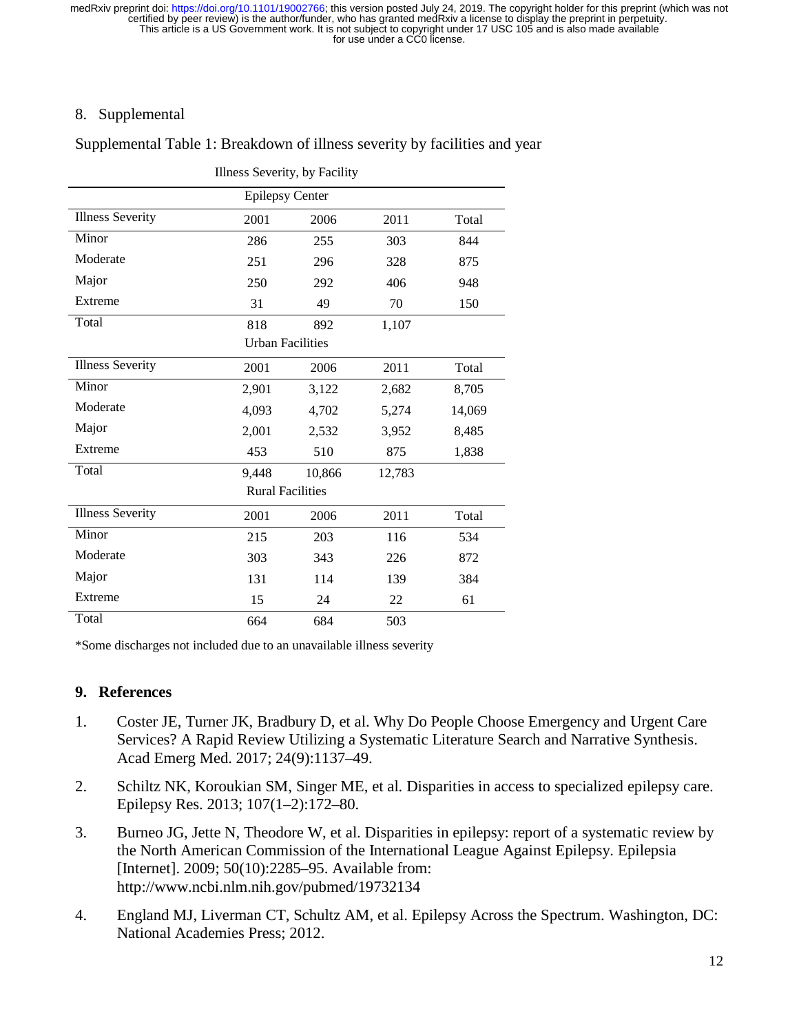## 8. Supplemental

Supplemental Table 1: Breakdown of illness severity by facilities and year

| Illness Severity, by Facility | | | | |
|---|---|---|---|---|
| Epilepsy Center | | | | |
| Illness Severity | 2001 | 2006 | 2011 | Total |
| Minor | 286 | 255 | 303 | 844 |
| Moderate | 251 | 296 | 328 | 875 |
| Major | 250 | 292 | 406 | 948 |
| Extreme | 31 | 49 | 70 | 150 |
| Total | 818 | 892 | 1,107 | |
| Urban Facilities | | | | |
| Illness Severity | 2001 | 2006 | 2011 | Total |
| Minor | 2,901 | 3,122 | 2,682 | 8,705 |
| Moderate | 4,093 | 4,702 | 5,274 | 14,069 |
| Major | 2,001 | 2,532 | 3,952 | 8,485 |
| Extreme | 453 | 510 | 875 | 1,838 |
| Total | 9,448 | 10,866 | 12,783 | |
| Rural Facilities | | | | |
| Illness Severity | 2001 | 2006 | 2011 | Total |
| Minor | 215 | 203 | 116 | 534 |
| Moderate | 303 | 343 | 226 | 872 |
| Major | 131 | 114 | 139 | 384 |
| Extreme | 15 | 24 | 22 | 61 |
| Total | 664 | 684 | 503 | |

*Some discharges not included due to an unavailable illness severity

## 9. References

1. Coster JE, Turner JK, Bradbury D, et al. Why Do People Choose Emergency and Urgent Care Services? A Rapid Review Utilizing a Systematic Literature Search and Narrative Synthesis. Acad Emerg Med. 2017; 24(9):1137–49.

2. Schiltz NK, Koroukian SM, Singer ME, et al. Disparities in access to specialized epilepsy care. Epilepsy Res. 2013; 107(1–2):172–80.

3. Burneo JG, Jette N, Theodore W, et al. Disparities in epilepsy: report of a systematic review by the North American Commission of the International League Against Epilepsy. Epilepsia [Internet]. 2009; 50(10):2285–95. Available from: http://www.ncbi.nlm.nih.gov/pubmed/19732134

4. England MJ, Liverman CT, Schultz AM, et al. Epilepsy Across the Spectrum. Washington, DC: National Academies Press; 2012.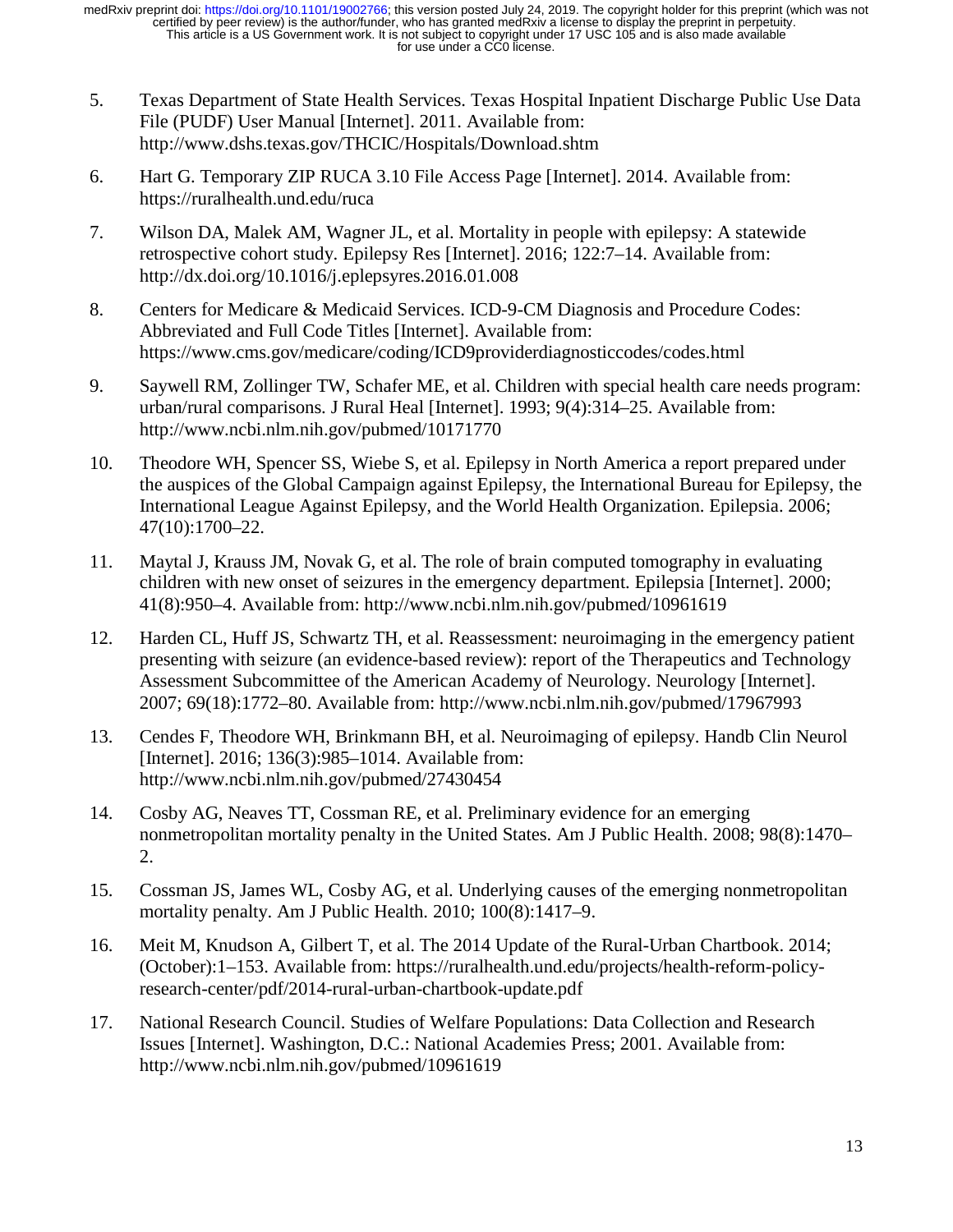5. Texas Department of State Health Services. Texas Hospital Inpatient Discharge Public Use Data File (PUDF) User Manual [Internet]. 2011. Available from: http://www.dshs.texas.gov/THCIC/Hospitals/Download.shtm

6. Hart G. Temporary ZIP RUCA 3.10 File Access Page [Internet]. 2014. Available from: https://ruralhealth.und.edu/ruca

7. Wilson DA, Malek AM, Wagner JL, et al. Mortality in people with epilepsy: A statewide retrospective cohort study. Epilepsy Res [Internet]. 2016; 122:7–14. Available from: http://dx.doi.org/10.1016/j.eplepsyres.2016.01.008

8. Centers for Medicare & Medicaid Services. ICD-9-CM Diagnosis and Procedure Codes: Abbreviated and Full Code Titles [Internet]. Available from: https://www.cms.gov/medicare/coding/ICD9providerdiagnosticcodes/codes.html

9. Saywell RM, Zollinger TW, Schafer ME, et al. Children with special health care needs program: urban/rural comparisons. J Rural Heal [Internet]. 1993; 9(4):314–25. Available from: http://www.ncbi.nlm.nih.gov/pubmed/10171770

10. Theodore WH, Spencer SS, Wiebe S, et al. Epilepsy in North America a report prepared under the auspices of the Global Campaign against Epilepsy, the International Bureau for Epilepsy, the International League Against Epilepsy, and the World Health Organization. Epilepsia. 2006; 47(10):1700–22.

11. Maytal J, Krauss JM, Novak G, et al. The role of brain computed tomography in evaluating children with new onset of seizures in the emergency department. Epilepsia [Internet]. 2000; 41(8):950–4. Available from: http://www.ncbi.nlm.nih.gov/pubmed/10961619

12. Harden CL, Huff JS, Schwartz TH, et al. Reassessment: neuroimaging in the emergency patient presenting with seizure (an evidence-based review): report of the Therapeutics and Technology Assessment Subcommittee of the American Academy of Neurology. Neurology [Internet]. 2007; 69(18):1772–80. Available from: http://www.ncbi.nlm.nih.gov/pubmed/17967993

13. Cendes F, Theodore WH, Brinkmann BH, et al. Neuroimaging of epilepsy. Handb Clin Neurol [Internet]. 2016; 136(3):985–1014. Available from: http://www.ncbi.nlm.nih.gov/pubmed/27430454

14. Cosby AG, Neaves TT, Cossman RE, et al. Preliminary evidence for an emerging nonmetropolitan mortality penalty in the United States. Am J Public Health. 2008; 98(8):1470–2.

15. Cossman JS, James WL, Cosby AG, et al. Underlying causes of the emerging nonmetropolitan mortality penalty. Am J Public Health. 2010; 100(8):1417–9.

16. Meit M, Knudson A, Gilbert T, et al. The 2014 Update of the Rural-Urban Chartbook. 2014; (October):1–153. Available from: https://ruralhealth.und.edu/projects/health-reform-policy-research-center/pdf/2014-rural-urban-chartbook-update.pdf

17. National Research Council. Studies of Welfare Populations: Data Collection and Research Issues [Internet]. Washington, D.C.: National Academies Press; 2001. Available from: http://www.ncbi.nlm.nih.gov/pubmed/10961619